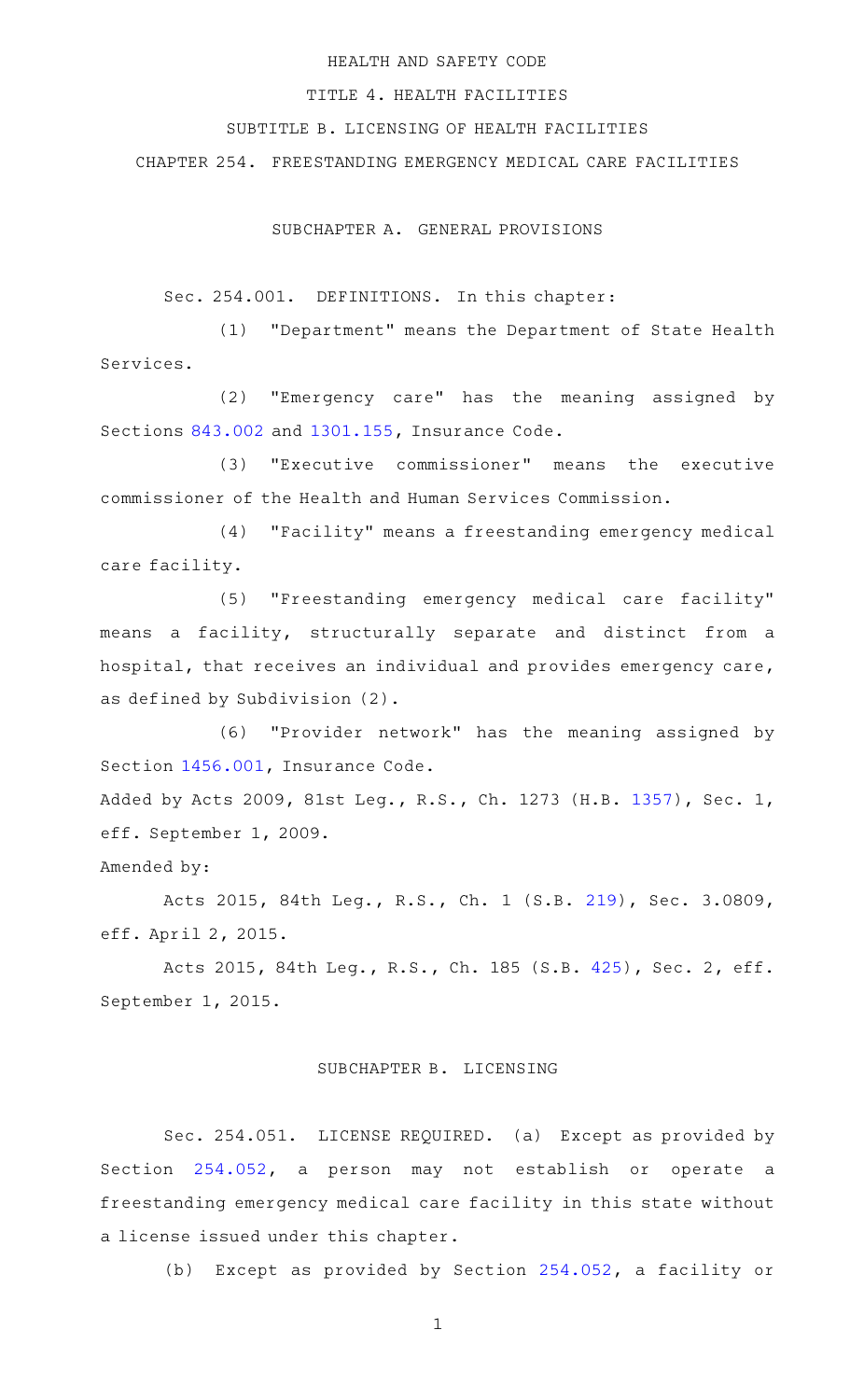HEALTH AND SAFETY CODE

TITLE 4. HEALTH FACILITIES

SUBTITLE B. LICENSING OF HEALTH FACILITIES

CHAPTER 254. FREESTANDING EMERGENCY MEDICAL CARE FACILITIES

SUBCHAPTER A. GENERAL PROVISIONS

Sec. 254.001. DEFINITIONS. In this chapter:

(1) "Department" means the Department of State Health Services.

(2) "Emergency care" has the meaning assigned by Sections 843.002 and 1301.155, Insurance Code.

(3) "Executive commissioner" means the executive commissioner of the Health and Human Services Commission.

(4) "Facility" means a freestanding emergency medical care facility.

(5) "Freestanding emergency medical care facility" means a facility, structurally separate and distinct from a hospital, that receives an individual and provides emergency care, as defined by Subdivision (2).

(6) "Provider network" has the meaning assigned by Section 1456.001, Insurance Code.

Added by Acts 2009, 81st Leg., R.S., Ch. 1273 (H.B. 1357), Sec. 1, eff. September 1, 2009.

Amended by:

Acts 2015, 84th Leg., R.S., Ch. 1 (S.B. 219), Sec. 3.0809, eff. April 2, 2015.

Acts 2015, 84th Leg., R.S., Ch. 185 (S.B. 425), Sec. 2, eff. September 1, 2015.

SUBCHAPTER B. LICENSING

Sec. 254.051. LICENSE REQUIRED. (a) Except as provided by Section 254.052, a person may not establish or operate a freestanding emergency medical care facility in this state without a license issued under this chapter.

(b) Except as provided by Section 254.052, a facility or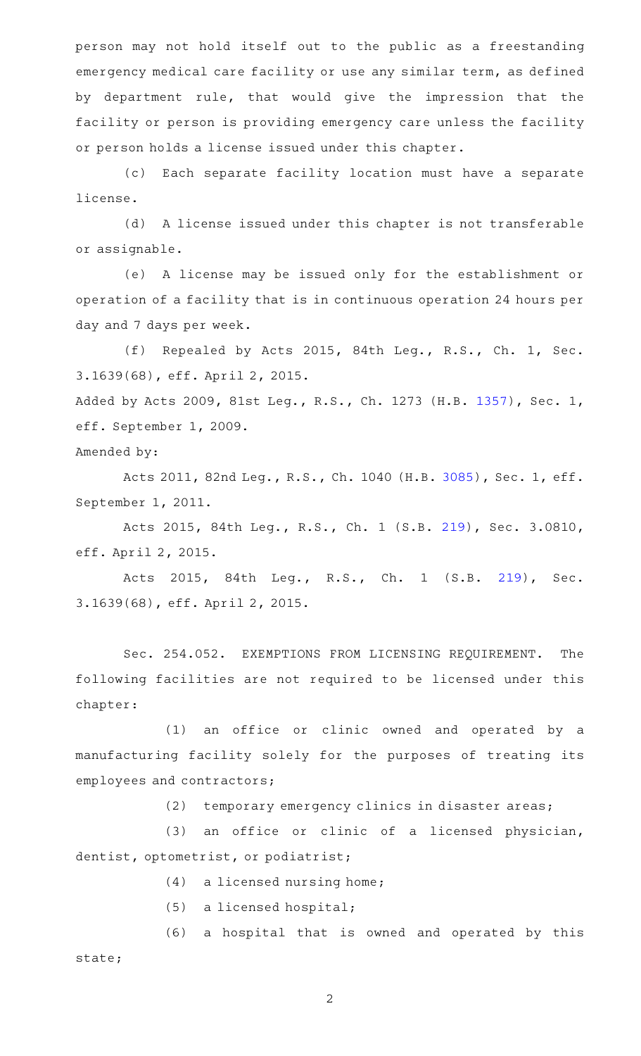person may not hold itself out to the public as a freestanding emergency medical care facility or use any similar term, as defined by department rule, that would give the impression that the facility or person is providing emergency care unless the facility or person holds a license issued under this chapter.

(c) Each separate facility location must have a separate license.

(d) A license issued under this chapter is not transferable or assignable.

(e) A license may be issued only for the establishment or operation of a facility that is in continuous operation 24 hours per day and 7 days per week.

(f) Repealed by Acts 2015, 84th Leg., R.S., Ch. 1, Sec. 3.1639(68), eff. April 2, 2015.

Added by Acts 2009, 81st Leg., R.S., Ch. 1273 (H.B. 1357), Sec. 1, eff. September 1, 2009.

Amended by:

Acts 2011, 82nd Leg., R.S., Ch. 1040 (H.B. 3085), Sec. 1, eff. September 1, 2011.

Acts 2015, 84th Leg., R.S., Ch. 1 (S.B. 219), Sec. 3.0810, eff. April 2, 2015.

Acts 2015, 84th Leg., R.S., Ch. 1 (S.B. 219), Sec. 3.1639(68), eff. April 2, 2015.

Sec. 254.052. EXEMPTIONS FROM LICENSING REQUIREMENT. The following facilities are not required to be licensed under this chapter:

(1) an office or clinic owned and operated by a manufacturing facility solely for the purposes of treating its employees and contractors;

(2) temporary emergency clinics in disaster areas;

(3) an office or clinic of a licensed physician, dentist, optometrist, or podiatrist;

(4) a licensed nursing home;

(5) a licensed hospital;

(6) a hospital that is owned and operated by this state;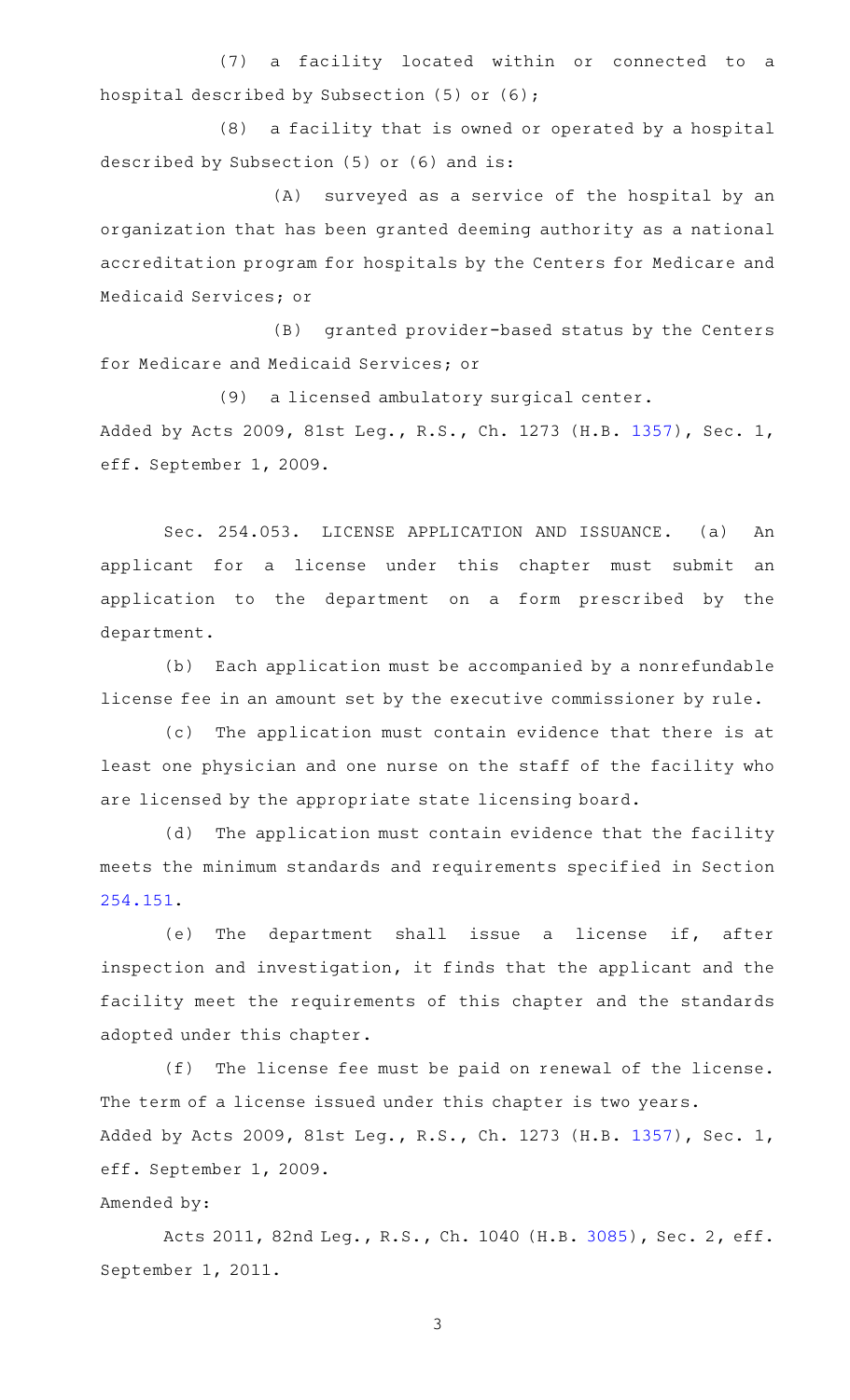(7) a facility located within or connected to a hospital described by Subsection (5) or (6);

(8) a facility that is owned or operated by a hospital described by Subsection (5) or (6) and is:

(A) surveyed as a service of the hospital by an organization that has been granted deeming authority as a national accreditation program for hospitals by the Centers for Medicare and Medicaid Services; or

(B) granted provider-based status by the Centers for Medicare and Medicaid Services; or

(9) a licensed ambulatory surgical center.

Added by Acts 2009, 81st Leg., R.S., Ch. 1273 (H.B. 1357), Sec. 1, eff. September 1, 2009.

Sec. 254.053. LICENSE APPLICATION AND ISSUANCE. (a) An applicant for a license under this chapter must submit an application to the department on a form prescribed by the department.

(b) Each application must be accompanied by a nonrefundable license fee in an amount set by the executive commissioner by rule.

(c) The application must contain evidence that there is at least one physician and one nurse on the staff of the facility who are licensed by the appropriate state licensing board.

(d) The application must contain evidence that the facility meets the minimum standards and requirements specified in Section 254.151.

(e) The department shall issue a license if, after inspection and investigation, it finds that the applicant and the facility meet the requirements of this chapter and the standards adopted under this chapter.

(f) The license fee must be paid on renewal of the license. The term of a license issued under this chapter is two years.

Added by Acts 2009, 81st Leg., R.S., Ch. 1273 (H.B. 1357), Sec. 1, eff. September 1, 2009.

Amended by:

Acts 2011, 82nd Leg., R.S., Ch. 1040 (H.B. 3085), Sec. 2, eff. September 1, 2011.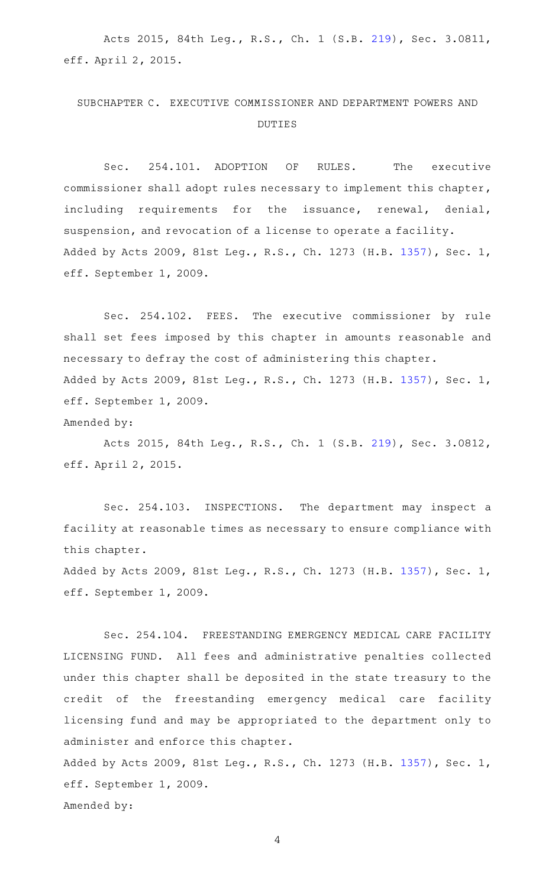Acts 2015, 84th Leg., R.S., Ch. 1 (S.B. 219), Sec. 3.0811, eff. April 2, 2015.

## SUBCHAPTER C. EXECUTIVE COMMISSIONER AND DEPARTMENT POWERS AND DUTIES

Sec. 254.101. ADOPTION OF RULES. The executive commissioner shall adopt rules necessary to implement this chapter, including requirements for the issuance, renewal, denial, suspension, and revocation of a license to operate a facility.
Added by Acts 2009, 81st Leg., R.S., Ch. 1273 (H.B. 1357), Sec. 1, eff. September 1, 2009.

Sec. 254.102. FEES. The executive commissioner by rule shall set fees imposed by this chapter in amounts reasonable and necessary to defray the cost of administering this chapter.
Added by Acts 2009, 81st Leg., R.S., Ch. 1273 (H.B. 1357), Sec. 1, eff. September 1, 2009.
Amended by:

Acts 2015, 84th Leg., R.S., Ch. 1 (S.B. 219), Sec. 3.0812, eff. April 2, 2015.

Sec. 254.103. INSPECTIONS. The department may inspect a facility at reasonable times as necessary to ensure compliance with this chapter.
Added by Acts 2009, 81st Leg., R.S., Ch. 1273 (H.B. 1357), Sec. 1, eff. September 1, 2009.

Sec. 254.104. FREESTANDING EMERGENCY MEDICAL CARE FACILITY LICENSING FUND. All fees and administrative penalties collected under this chapter shall be deposited in the state treasury to the credit of the freestanding emergency medical care facility licensing fund and may be appropriated to the department only to administer and enforce this chapter.
Added by Acts 2009, 81st Leg., R.S., Ch. 1273 (H.B. 1357), Sec. 1, eff. September 1, 2009.
Amended by: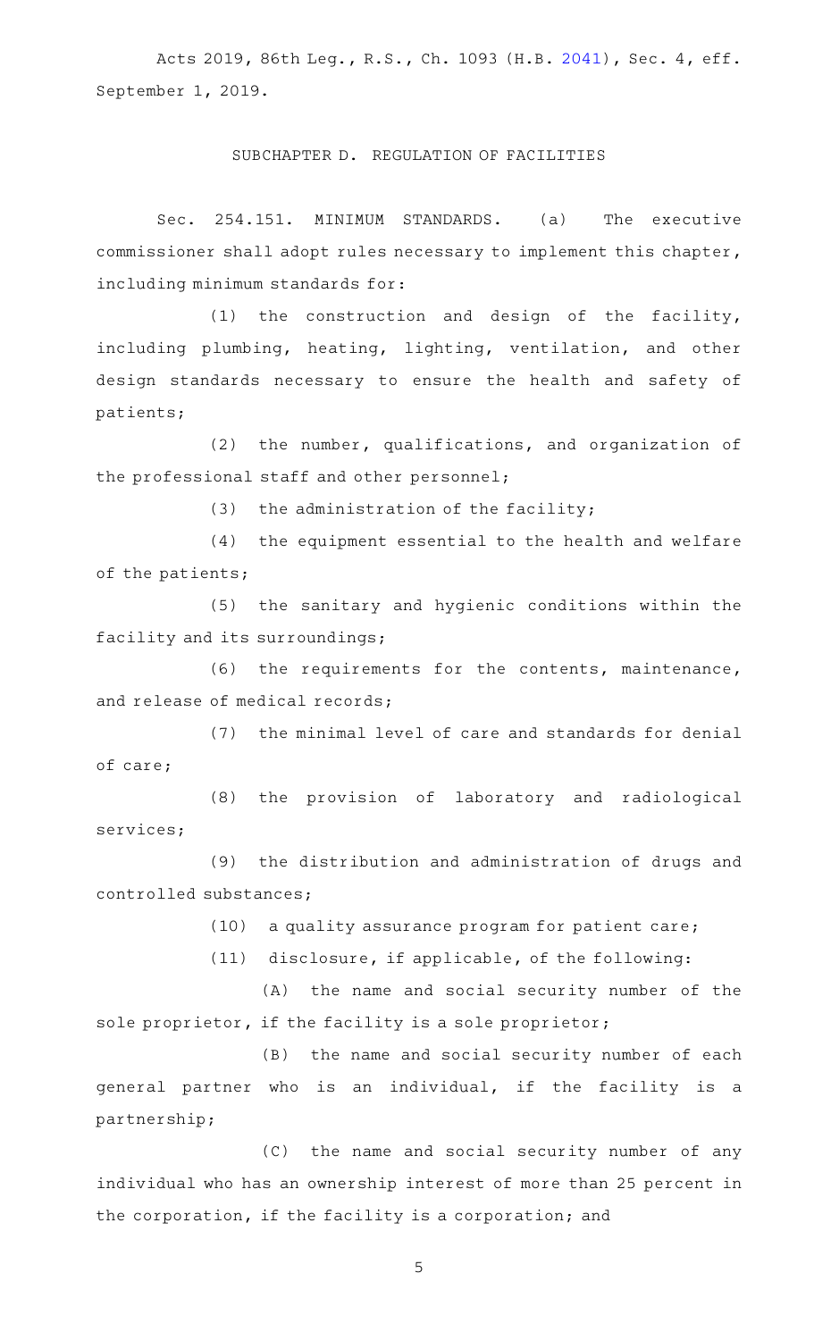Acts 2019, 86th Leg., R.S., Ch. 1093 (H.B. 2041), Sec. 4, eff. September 1, 2019.

SUBCHAPTER D. REGULATION OF FACILITIES

Sec. 254.151. MINIMUM STANDARDS. (a) The executive commissioner shall adopt rules necessary to implement this chapter, including minimum standards for:

(1) the construction and design of the facility, including plumbing, heating, lighting, ventilation, and other design standards necessary to ensure the health and safety of patients;

(2) the number, qualifications, and organization of the professional staff and other personnel;

(3) the administration of the facility;

(4) the equipment essential to the health and welfare of the patients;

(5) the sanitary and hygienic conditions within the facility and its surroundings;

(6) the requirements for the contents, maintenance, and release of medical records;

(7) the minimal level of care and standards for denial of care;

(8) the provision of laboratory and radiological services;

(9) the distribution and administration of drugs and controlled substances;

(10) a quality assurance program for patient care;

(11) disclosure, if applicable, of the following:

(A) the name and social security number of the sole proprietor, if the facility is a sole proprietor;

(B) the name and social security number of each general partner who is an individual, if the facility is a partnership;

(C) the name and social security number of any individual who has an ownership interest of more than 25 percent in the corporation, if the facility is a corporation; and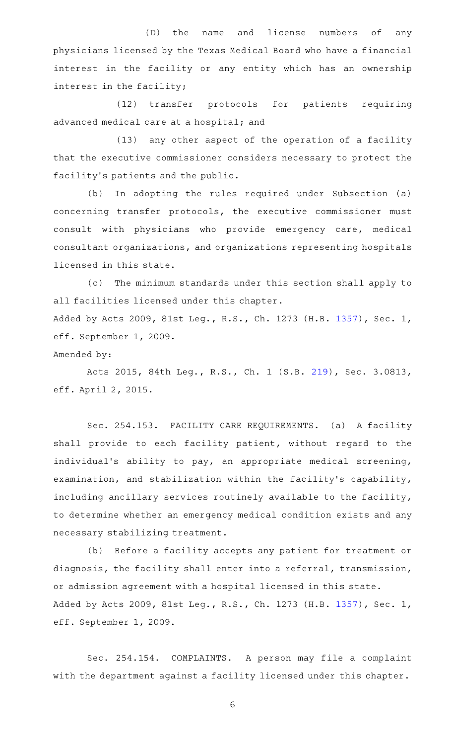(D) the name and license numbers of any physicians licensed by the Texas Medical Board who have a financial interest in the facility or any entity which has an ownership interest in the facility;

(12) transfer protocols for patients requiring advanced medical care at a hospital; and

(13) any other aspect of the operation of a facility that the executive commissioner considers necessary to protect the facility's patients and the public.

(b) In adopting the rules required under Subsection (a) concerning transfer protocols, the executive commissioner must consult with physicians who provide emergency care, medical consultant organizations, and organizations representing hospitals licensed in this state.

(c) The minimum standards under this section shall apply to all facilities licensed under this chapter.

Added by Acts 2009, 81st Leg., R.S., Ch. 1273 (H.B. 1357), Sec. 1, eff. September 1, 2009.

Amended by:

Acts 2015, 84th Leg., R.S., Ch. 1 (S.B. 219), Sec. 3.0813, eff. April 2, 2015.

Sec. 254.153. FACILITY CARE REQUIREMENTS. (a) A facility shall provide to each facility patient, without regard to the individual's ability to pay, an appropriate medical screening, examination, and stabilization within the facility's capability, including ancillary services routinely available to the facility, to determine whether an emergency medical condition exists and any necessary stabilizing treatment.

(b) Before a facility accepts any patient for treatment or diagnosis, the facility shall enter into a referral, transmission, or admission agreement with a hospital licensed in this state.

Added by Acts 2009, 81st Leg., R.S., Ch. 1273 (H.B. 1357), Sec. 1, eff. September 1, 2009.

Sec. 254.154. COMPLAINTS. A person may file a complaint with the department against a facility licensed under this chapter.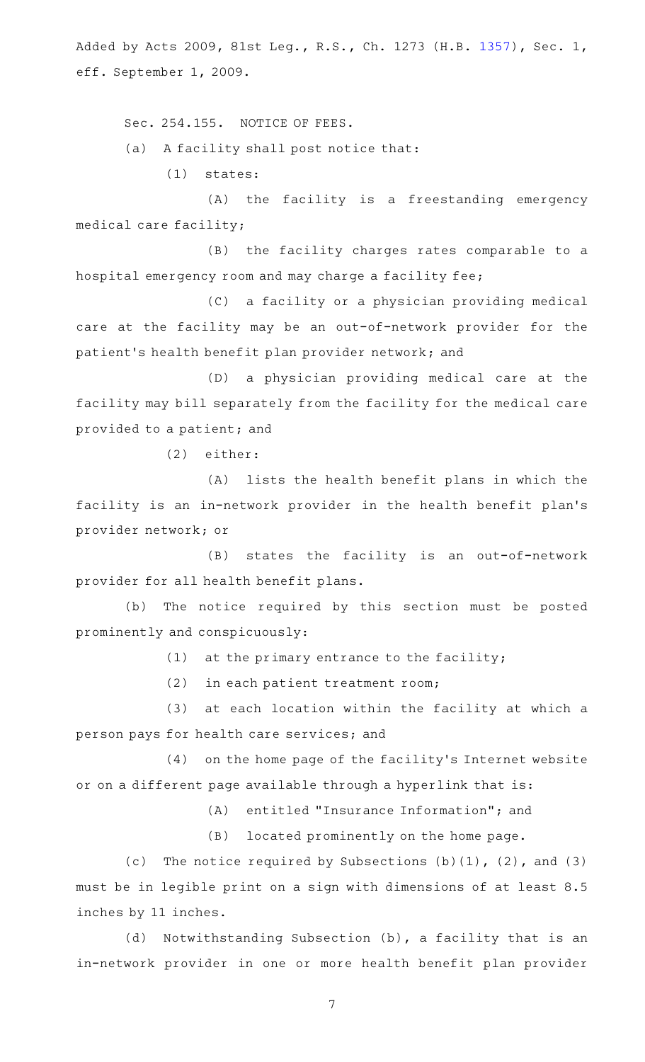Added by Acts 2009, 81st Leg., R.S., Ch. 1273 (H.B. 1357), Sec. 1, eff. September 1, 2009.

Sec. 254.155. NOTICE OF FEES.

(a) A facility shall post notice that:

(1) states:

(A) the facility is a freestanding emergency medical care facility;

(B) the facility charges rates comparable to a hospital emergency room and may charge a facility fee;

(C) a facility or a physician providing medical care at the facility may be an out-of-network provider for the patient's health benefit plan provider network; and

(D) a physician providing medical care at the facility may bill separately from the facility for the medical care provided to a patient; and

(2) either:

(A) lists the health benefit plans in which the facility is an in-network provider in the health benefit plan's provider network; or

(B) states the facility is an out-of-network provider for all health benefit plans.

(b) The notice required by this section must be posted prominently and conspicuously:

(1) at the primary entrance to the facility;

(2) in each patient treatment room;

(3) at each location within the facility at which a person pays for health care services; and

(4) on the home page of the facility's Internet website or on a different page available through a hyperlink that is:

(A) entitled "Insurance Information"; and

(B) located prominently on the home page.

(c) The notice required by Subsections (b)(1), (2), and (3) must be in legible print on a sign with dimensions of at least 8.5 inches by 11 inches.

(d) Notwithstanding Subsection (b), a facility that is an in-network provider in one or more health benefit plan provider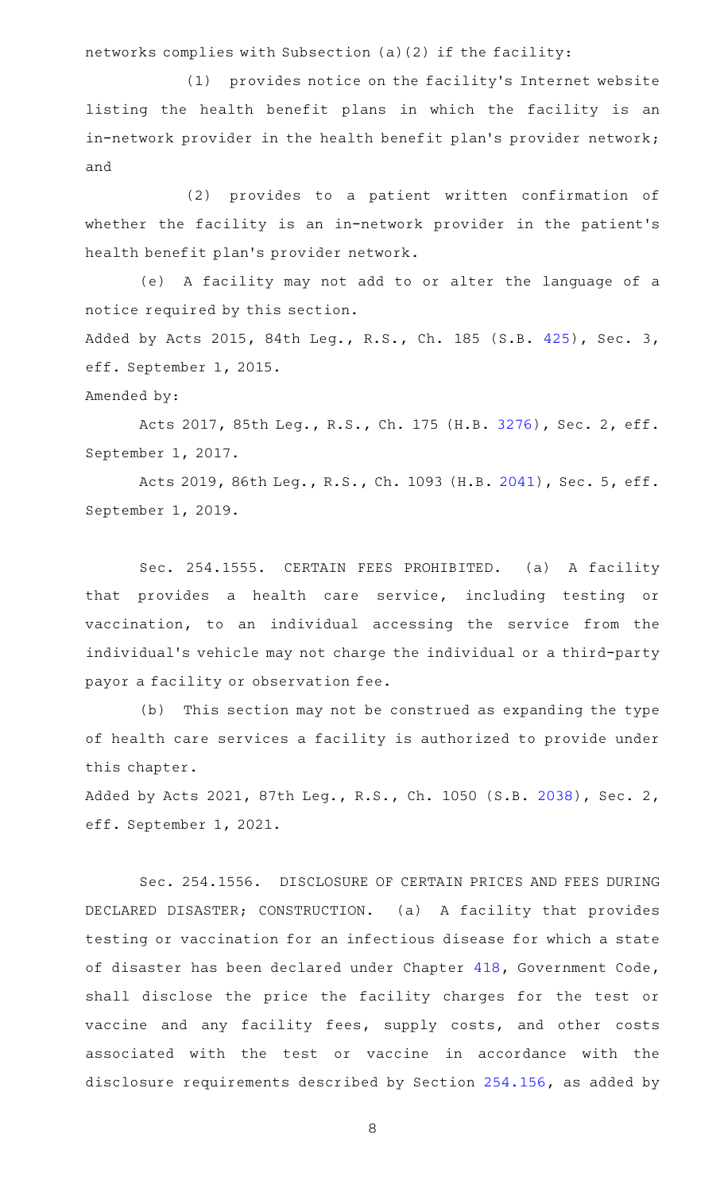networks complies with Subsection (a)(2) if the facility:

(1) provides notice on the facility's Internet website listing the health benefit plans in which the facility is an in-network provider in the health benefit plan's provider network; and

(2) provides to a patient written confirmation of whether the facility is an in-network provider in the patient's health benefit plan's provider network.

(e) A facility may not add to or alter the language of a notice required by this section.

Added by Acts 2015, 84th Leg., R.S., Ch. 185 (S.B. 425), Sec. 3, eff. September 1, 2015.

Amended by:

Acts 2017, 85th Leg., R.S., Ch. 175 (H.B. 3276), Sec. 2, eff. September 1, 2017.

Acts 2019, 86th Leg., R.S., Ch. 1093 (H.B. 2041), Sec. 5, eff. September 1, 2019.

Sec. 254.1555. CERTAIN FEES PROHIBITED. (a) A facility that provides a health care service, including testing or vaccination, to an individual accessing the service from the individual's vehicle may not charge the individual or a third-party payor a facility or observation fee.

(b) This section may not be construed as expanding the type of health care services a facility is authorized to provide under this chapter.

Added by Acts 2021, 87th Leg., R.S., Ch. 1050 (S.B. 2038), Sec. 2, eff. September 1, 2021.

Sec. 254.1556. DISCLOSURE OF CERTAIN PRICES AND FEES DURING DECLARED DISASTER; CONSTRUCTION. (a) A facility that provides testing or vaccination for an infectious disease for which a state of disaster has been declared under Chapter 418, Government Code, shall disclose the price the facility charges for the test or vaccine and any facility fees, supply costs, and other costs associated with the test or vaccine in accordance with the disclosure requirements described by Section 254.156, as added by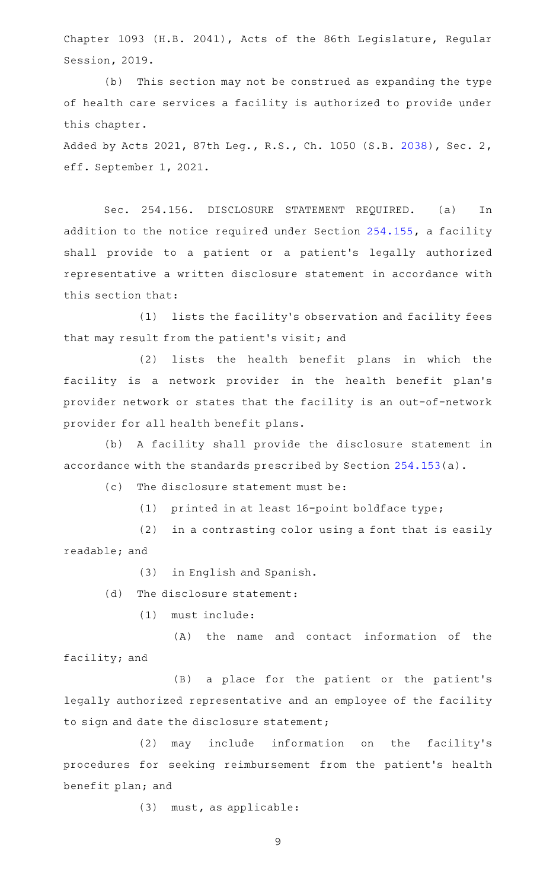Chapter 1093 (H.B. 2041), Acts of the 86th Legislature, Regular Session, 2019.

(b) This section may not be construed as expanding the type of health care services a facility is authorized to provide under this chapter.

Added by Acts 2021, 87th Leg., R.S., Ch. 1050 (S.B. 2038), Sec. 2, eff. September 1, 2021.

Sec. 254.156. DISCLOSURE STATEMENT REQUIRED. (a) In addition to the notice required under Section 254.155, a facility shall provide to a patient or a patient's legally authorized representative a written disclosure statement in accordance with this section that:

(1) lists the facility's observation and facility fees that may result from the patient's visit; and

(2) lists the health benefit plans in which the facility is a network provider in the health benefit plan's provider network or states that the facility is an out-of-network provider for all health benefit plans.

(b) A facility shall provide the disclosure statement in accordance with the standards prescribed by Section 254.153(a).

(c) The disclosure statement must be:

(1) printed in at least 16-point boldface type;

(2) in a contrasting color using a font that is easily readable; and

(3) in English and Spanish.

(d) The disclosure statement:

(1) must include:

(A) the name and contact information of the facility; and

(B) a place for the patient or the patient's legally authorized representative and an employee of the facility to sign and date the disclosure statement;

(2) may include information on the facility's procedures for seeking reimbursement from the patient's health benefit plan; and

(3) must, as applicable: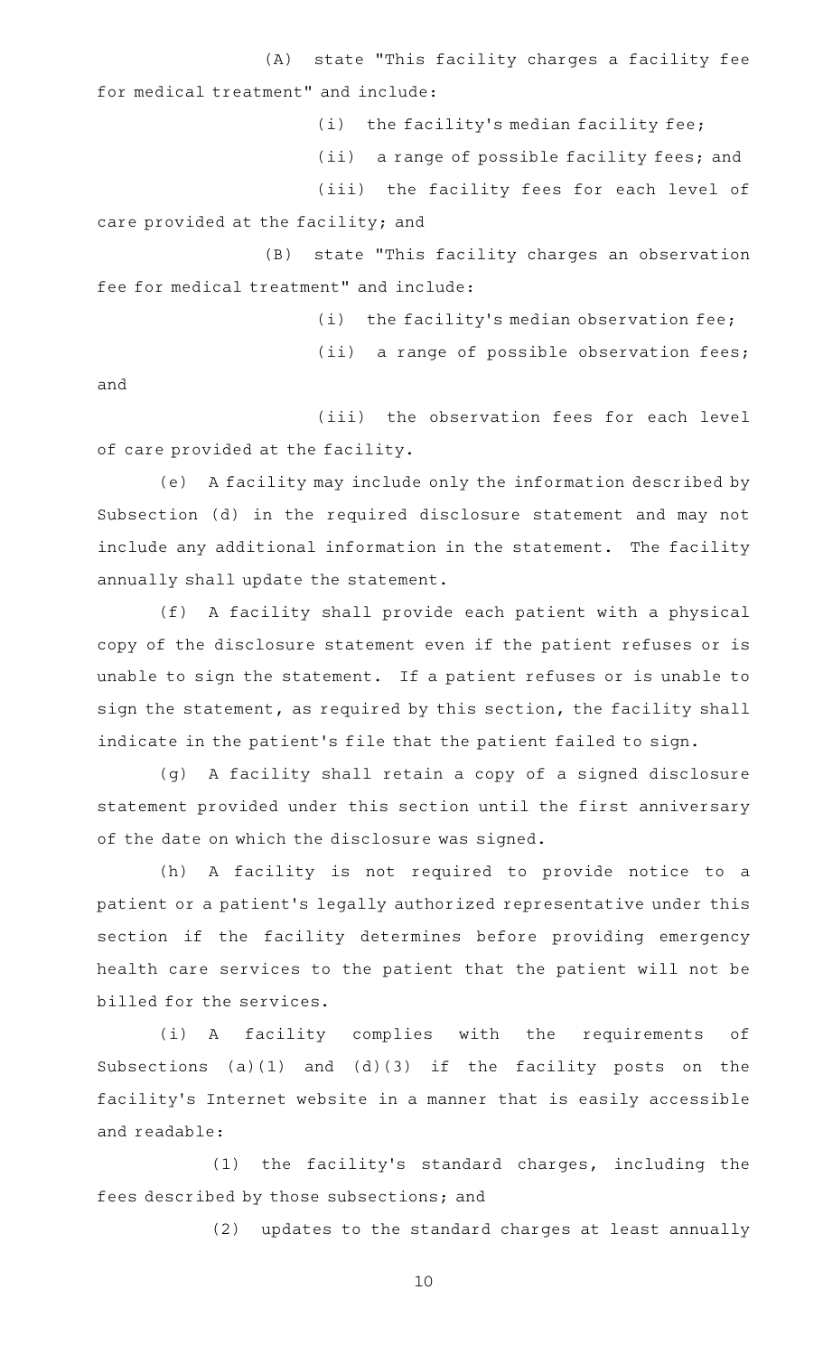(A) state "This facility charges a facility fee for medical treatment" and include:

(i) the facility's median facility fee;

(ii) a range of possible facility fees; and

(iii) the facility fees for each level of care provided at the facility; and

(B) state "This facility charges an observation fee for medical treatment" and include:

(i) the facility's median observation fee;

(ii) a range of possible observation fees; and

(iii) the observation fees for each level of care provided at the facility.

(e) A facility may include only the information described by Subsection (d) in the required disclosure statement and may not include any additional information in the statement. The facility annually shall update the statement.

(f) A facility shall provide each patient with a physical copy of the disclosure statement even if the patient refuses or is unable to sign the statement. If a patient refuses or is unable to sign the statement, as required by this section, the facility shall indicate in the patient's file that the patient failed to sign.

(g) A facility shall retain a copy of a signed disclosure statement provided under this section until the first anniversary of the date on which the disclosure was signed.

(h) A facility is not required to provide notice to a patient or a patient's legally authorized representative under this section if the facility determines before providing emergency health care services to the patient that the patient will not be billed for the services.

(i) A facility complies with the requirements of Subsections (a)(1) and (d)(3) if the facility posts on the facility's Internet website in a manner that is easily accessible and readable:

(1) the facility's standard charges, including the fees described by those subsections; and

(2) updates to the standard charges at least annually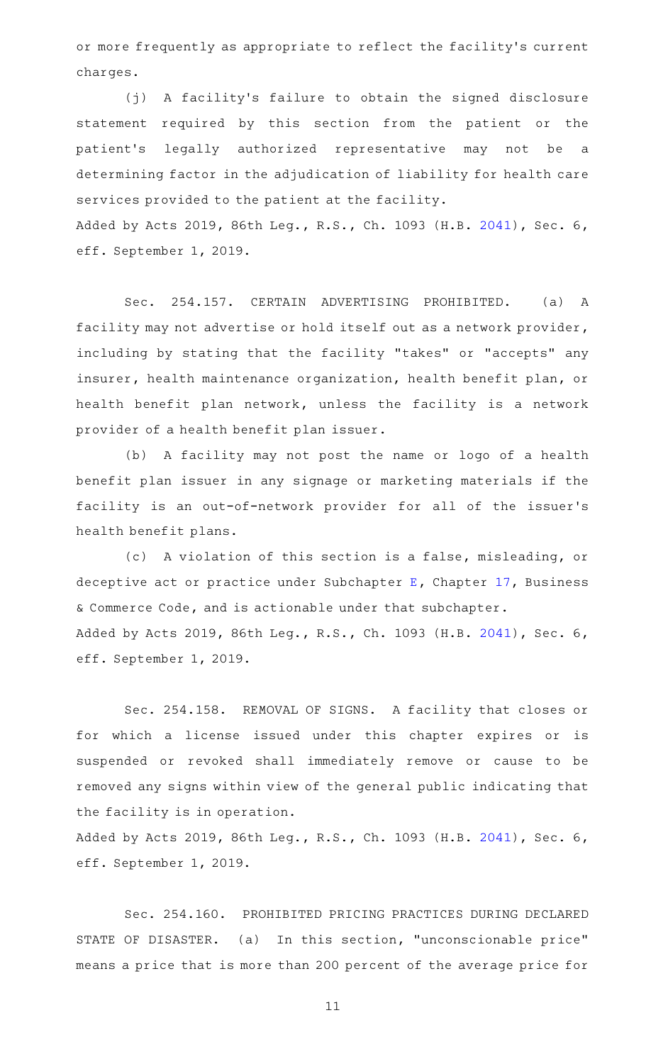or more frequently as appropriate to reflect the facility's current charges.

(j) A facility's failure to obtain the signed disclosure statement required by this section from the patient or the patient's legally authorized representative may not be a determining factor in the adjudication of liability for health care services provided to the patient at the facility.

Added by Acts 2019, 86th Leg., R.S., Ch. 1093 (H.B. 2041), Sec. 6, eff. September 1, 2019.

Sec. 254.157. CERTAIN ADVERTISING PROHIBITED. (a) A facility may not advertise or hold itself out as a network provider, including by stating that the facility "takes" or "accepts" any insurer, health maintenance organization, health benefit plan, or health benefit plan network, unless the facility is a network provider of a health benefit plan issuer.

(b) A facility may not post the name or logo of a health benefit plan issuer in any signage or marketing materials if the facility is an out-of-network provider for all of the issuer's health benefit plans.

(c) A violation of this section is a false, misleading, or deceptive act or practice under Subchapter E, Chapter 17, Business & Commerce Code, and is actionable under that subchapter.

Added by Acts 2019, 86th Leg., R.S., Ch. 1093 (H.B. 2041), Sec. 6, eff. September 1, 2019.

Sec. 254.158. REMOVAL OF SIGNS. A facility that closes or for which a license issued under this chapter expires or is suspended or revoked shall immediately remove or cause to be removed any signs within view of the general public indicating that the facility is in operation.

Added by Acts 2019, 86th Leg., R.S., Ch. 1093 (H.B. 2041), Sec. 6, eff. September 1, 2019.

Sec. 254.160. PROHIBITED PRICING PRACTICES DURING DECLARED STATE OF DISASTER. (a) In this section, "unconscionable price" means a price that is more than 200 percent of the average price for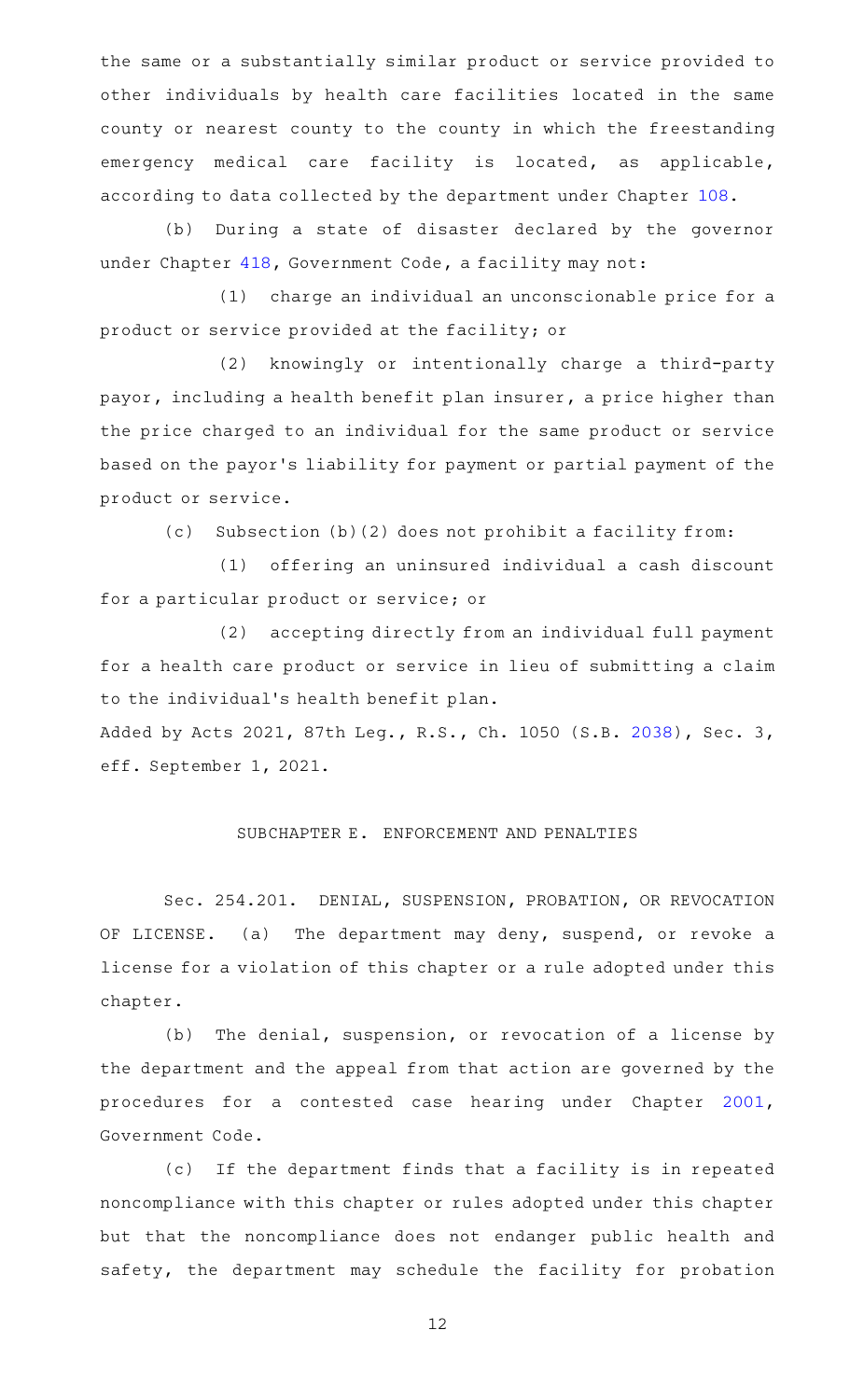the same or a substantially similar product or service provided to other individuals by health care facilities located in the same county or nearest county to the county in which the freestanding emergency medical care facility is located, as applicable, according to data collected by the department under Chapter 108.

(b) During a state of disaster declared by the governor under Chapter 418, Government Code, a facility may not:

(1) charge an individual an unconscionable price for a product or service provided at the facility; or

(2) knowingly or intentionally charge a third-party payor, including a health benefit plan insurer, a price higher than the price charged to an individual for the same product or service based on the payor's liability for payment or partial payment of the product or service.

(c) Subsection (b)(2) does not prohibit a facility from:

(1) offering an uninsured individual a cash discount for a particular product or service; or

(2) accepting directly from an individual full payment for a health care product or service in lieu of submitting a claim to the individual's health benefit plan.

Added by Acts 2021, 87th Leg., R.S., Ch. 1050 (S.B. 2038), Sec. 3, eff. September 1, 2021.

## SUBCHAPTER E. ENFORCEMENT AND PENALTIES

Sec. 254.201. DENIAL, SUSPENSION, PROBATION, OR REVOCATION OF LICENSE. (a) The department may deny, suspend, or revoke a license for a violation of this chapter or a rule adopted under this chapter.

(b) The denial, suspension, or revocation of a license by the department and the appeal from that action are governed by the procedures for a contested case hearing under Chapter 2001, Government Code.

(c) If the department finds that a facility is in repeated noncompliance with this chapter or rules adopted under this chapter but that the noncompliance does not endanger public health and safety, the department may schedule the facility for probation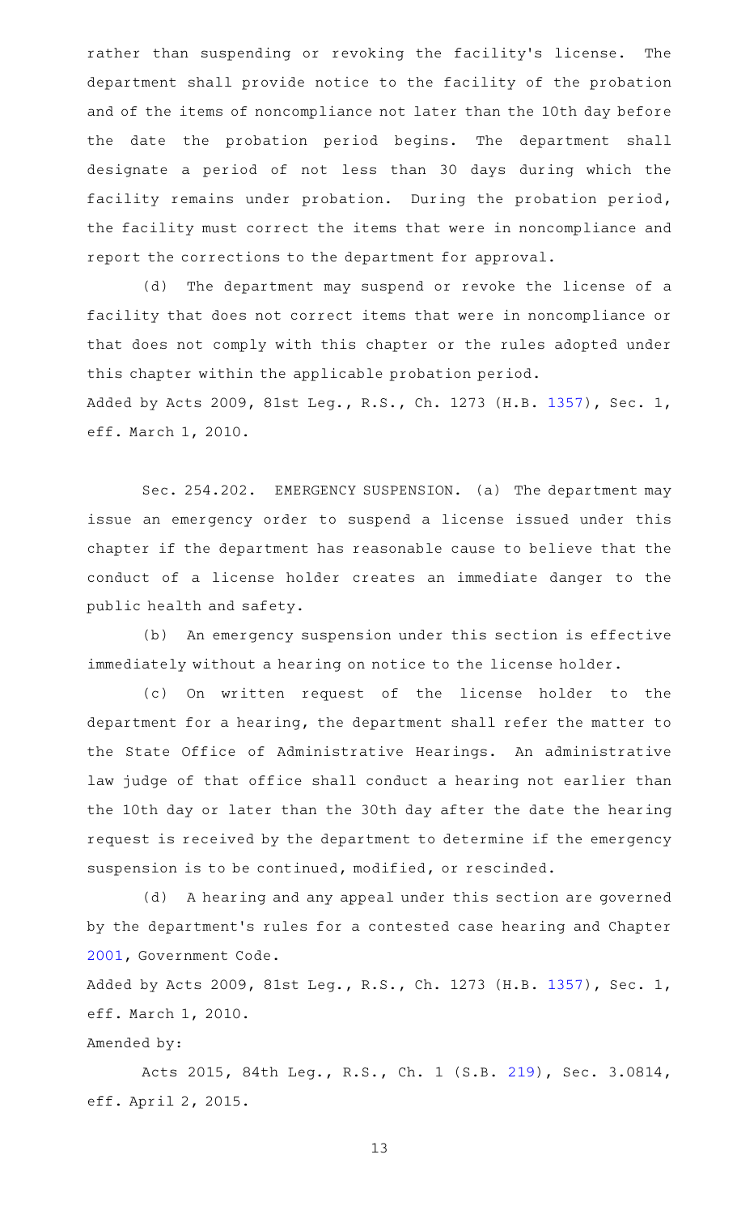rather than suspending or revoking the facility's license. The department shall provide notice to the facility of the probation and of the items of noncompliance not later than the 10th day before the date the probation period begins. The department shall designate a period of not less than 30 days during which the facility remains under probation. During the probation period, the facility must correct the items that were in noncompliance and report the corrections to the department for approval.

(d) The department may suspend or revoke the license of a facility that does not correct items that were in noncompliance or that does not comply with this chapter or the rules adopted under this chapter within the applicable probation period.

Added by Acts 2009, 81st Leg., R.S., Ch. 1273 (H.B. 1357), Sec. 1, eff. March 1, 2010.

Sec. 254.202. EMERGENCY SUSPENSION. (a) The department may issue an emergency order to suspend a license issued under this chapter if the department has reasonable cause to believe that the conduct of a license holder creates an immediate danger to the public health and safety.

(b) An emergency suspension under this section is effective immediately without a hearing on notice to the license holder.

(c) On written request of the license holder to the department for a hearing, the department shall refer the matter to the State Office of Administrative Hearings. An administrative law judge of that office shall conduct a hearing not earlier than the 10th day or later than the 30th day after the date the hearing request is received by the department to determine if the emergency suspension is to be continued, modified, or rescinded.

(d) A hearing and any appeal under this section are governed by the department's rules for a contested case hearing and Chapter 2001, Government Code.

Added by Acts 2009, 81st Leg., R.S., Ch. 1273 (H.B. 1357), Sec. 1, eff. March 1, 2010.

Amended by:

Acts 2015, 84th Leg., R.S., Ch. 1 (S.B. 219), Sec. 3.0814, eff. April 2, 2015.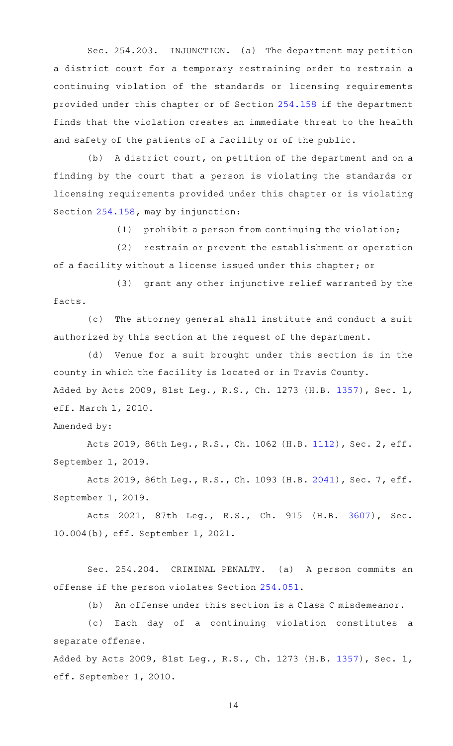Sec. 254.203. INJUNCTION. (a) The department may petition a district court for a temporary restraining order to restrain a continuing violation of the standards or licensing requirements provided under this chapter or of Section 254.158 if the department finds that the violation creates an immediate threat to the health and safety of the patients of a facility or of the public.

(b) A district court, on petition of the department and on a finding by the court that a person is violating the standards or licensing requirements provided under this chapter or is violating Section 254.158, may by injunction:

(1) prohibit a person from continuing the violation;

(2) restrain or prevent the establishment or operation of a facility without a license issued under this chapter; or

(3) grant any other injunctive relief warranted by the facts.

(c) The attorney general shall institute and conduct a suit authorized by this section at the request of the department.

(d) Venue for a suit brought under this section is in the county in which the facility is located or in Travis County.

Added by Acts 2009, 81st Leg., R.S., Ch. 1273 (H.B. 1357), Sec. 1, eff. March 1, 2010.

Amended by:

Acts 2019, 86th Leg., R.S., Ch. 1062 (H.B. 1112), Sec. 2, eff. September 1, 2019.

Acts 2019, 86th Leg., R.S., Ch. 1093 (H.B. 2041), Sec. 7, eff. September 1, 2019.

Acts 2021, 87th Leg., R.S., Ch. 915 (H.B. 3607), Sec. 10.004(b), eff. September 1, 2021.

Sec. 254.204. CRIMINAL PENALTY. (a) A person commits an offense if the person violates Section 254.051.

(b) An offense under this section is a Class C misdemeanor.

(c) Each day of a continuing violation constitutes a separate offense.

Added by Acts 2009, 81st Leg., R.S., Ch. 1273 (H.B. 1357), Sec. 1, eff. September 1, 2010.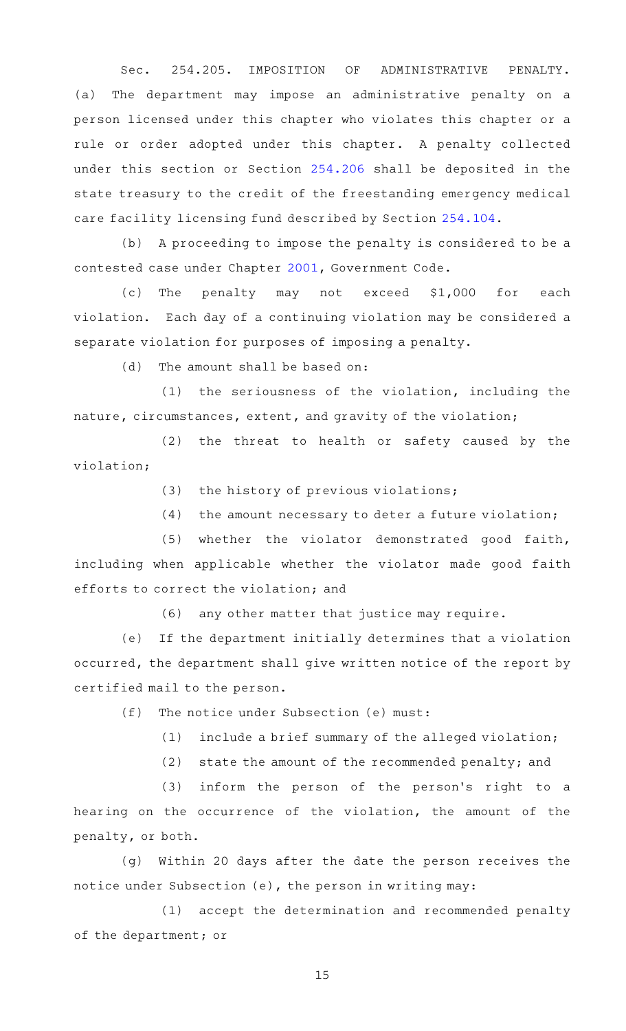Sec. 254.205. IMPOSITION OF ADMINISTRATIVE PENALTY. (a) The department may impose an administrative penalty on a person licensed under this chapter who violates this chapter or a rule or order adopted under this chapter. A penalty collected under this section or Section 254.206 shall be deposited in the state treasury to the credit of the freestanding emergency medical care facility licensing fund described by Section 254.104.

(b) A proceeding to impose the penalty is considered to be a contested case under Chapter 2001, Government Code.

(c) The penalty may not exceed $1,000 for each violation. Each day of a continuing violation may be considered a separate violation for purposes of imposing a penalty.

(d) The amount shall be based on:

(1) the seriousness of the violation, including the nature, circumstances, extent, and gravity of the violation;

(2) the threat to health or safety caused by the violation;

(3) the history of previous violations;

(4) the amount necessary to deter a future violation;

(5) whether the violator demonstrated good faith, including when applicable whether the violator made good faith efforts to correct the violation; and

(6) any other matter that justice may require.

(e) If the department initially determines that a violation occurred, the department shall give written notice of the report by certified mail to the person.

(f) The notice under Subsection (e) must:

(1) include a brief summary of the alleged violation;

(2) state the amount of the recommended penalty; and

(3) inform the person of the person's right to a hearing on the occurrence of the violation, the amount of the penalty, or both.

(g) Within 20 days after the date the person receives the notice under Subsection (e), the person in writing may:

(1) accept the determination and recommended penalty of the department; or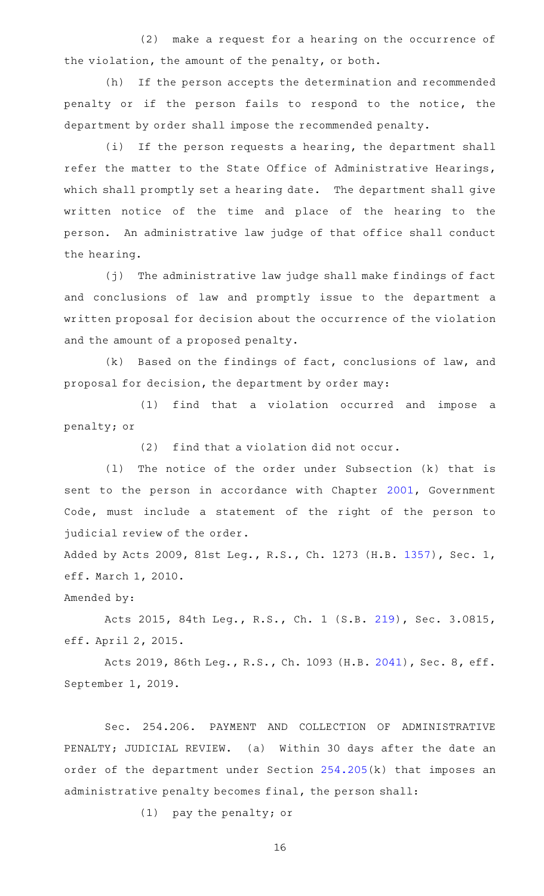(2) make a request for a hearing on the occurrence of the violation, the amount of the penalty, or both.

(h) If the person accepts the determination and recommended penalty or if the person fails to respond to the notice, the department by order shall impose the recommended penalty.

(i) If the person requests a hearing, the department shall refer the matter to the State Office of Administrative Hearings, which shall promptly set a hearing date. The department shall give written notice of the time and place of the hearing to the person. An administrative law judge of that office shall conduct the hearing.

(j) The administrative law judge shall make findings of fact and conclusions of law and promptly issue to the department a written proposal for decision about the occurrence of the violation and the amount of a proposed penalty.

(k) Based on the findings of fact, conclusions of law, and proposal for decision, the department by order may:

(1) find that a violation occurred and impose a penalty; or

(2) find that a violation did not occur.

(l) The notice of the order under Subsection (k) that is sent to the person in accordance with Chapter 2001, Government Code, must include a statement of the right of the person to judicial review of the order.

Added by Acts 2009, 81st Leg., R.S., Ch. 1273 (H.B. 1357), Sec. 1, eff. March 1, 2010.

Amended by:

Acts 2015, 84th Leg., R.S., Ch. 1 (S.B. 219), Sec. 3.0815, eff. April 2, 2015.

Acts 2019, 86th Leg., R.S., Ch. 1093 (H.B. 2041), Sec. 8, eff. September 1, 2019.

Sec. 254.206. PAYMENT AND COLLECTION OF ADMINISTRATIVE PENALTY; JUDICIAL REVIEW. (a) Within 30 days after the date an order of the department under Section 254.205(k) that imposes an administrative penalty becomes final, the person shall:

(1) pay the penalty; or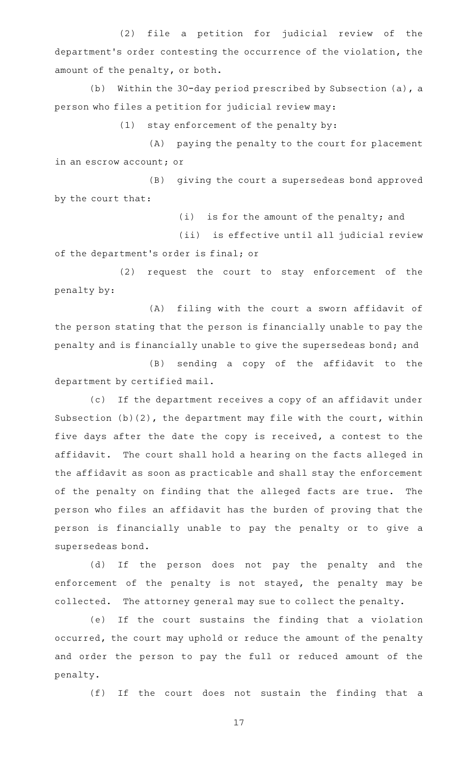(2) file a petition for judicial review of the department's order contesting the occurrence of the violation, the amount of the penalty, or both.

(b) Within the 30-day period prescribed by Subsection (a), a person who files a petition for judicial review may:

(1) stay enforcement of the penalty by:

(A) paying the penalty to the court for placement in an escrow account; or

(B) giving the court a supersedeas bond approved by the court that:

(i) is for the amount of the penalty; and

(ii) is effective until all judicial review of the department's order is final; or

(2) request the court to stay enforcement of the penalty by:

(A) filing with the court a sworn affidavit of the person stating that the person is financially unable to pay the penalty and is financially unable to give the supersedeas bond; and

(B) sending a copy of the affidavit to the department by certified mail.

(c) If the department receives a copy of an affidavit under Subsection (b)(2), the department may file with the court, within five days after the date the copy is received, a contest to the affidavit. The court shall hold a hearing on the facts alleged in the affidavit as soon as practicable and shall stay the enforcement of the penalty on finding that the alleged facts are true. The person who files an affidavit has the burden of proving that the person is financially unable to pay the penalty or to give a supersedeas bond.

(d) If the person does not pay the penalty and the enforcement of the penalty is not stayed, the penalty may be collected. The attorney general may sue to collect the penalty.

(e) If the court sustains the finding that a violation occurred, the court may uphold or reduce the amount of the penalty and order the person to pay the full or reduced amount of the penalty.

(f) If the court does not sustain the finding that a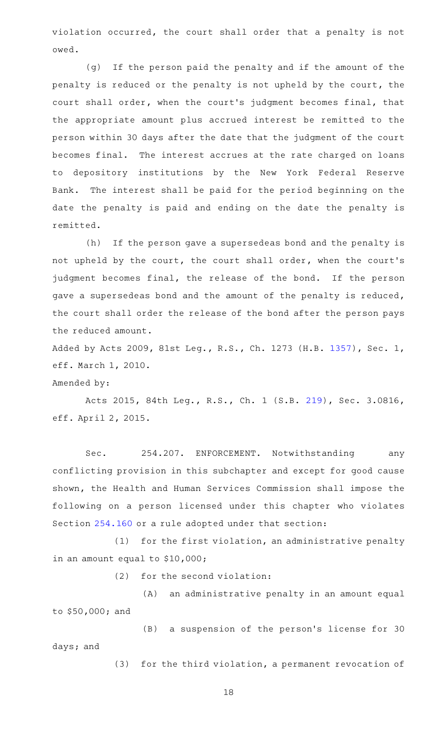violation occurred, the court shall order that a penalty is not owed.

(g) If the person paid the penalty and if the amount of the penalty is reduced or the penalty is not upheld by the court, the court shall order, when the court's judgment becomes final, that the appropriate amount plus accrued interest be remitted to the person within 30 days after the date that the judgment of the court becomes final. The interest accrues at the rate charged on loans to depository institutions by the New York Federal Reserve Bank. The interest shall be paid for the period beginning on the date the penalty is paid and ending on the date the penalty is remitted.

(h) If the person gave a supersedeas bond and the penalty is not upheld by the court, the court shall order, when the court's judgment becomes final, the release of the bond. If the person gave a supersedeas bond and the amount of the penalty is reduced, the court shall order the release of the bond after the person pays the reduced amount.

Added by Acts 2009, 81st Leg., R.S., Ch. 1273 (H.B. 1357), Sec. 1, eff. March 1, 2010.

Amended by:

Acts 2015, 84th Leg., R.S., Ch. 1 (S.B. 219), Sec. 3.0816, eff. April 2, 2015.

Sec. 254.207. ENFORCEMENT. Notwithstanding any conflicting provision in this subchapter and except for good cause shown, the Health and Human Services Commission shall impose the following on a person licensed under this chapter who violates Section 254.160 or a rule adopted under that section:

(1) for the first violation, an administrative penalty in an amount equal to $10,000;

(2) for the second violation:

(A) an administrative penalty in an amount equal to $50,000; and

(B) a suspension of the person's license for 30 days; and

(3) for the third violation, a permanent revocation of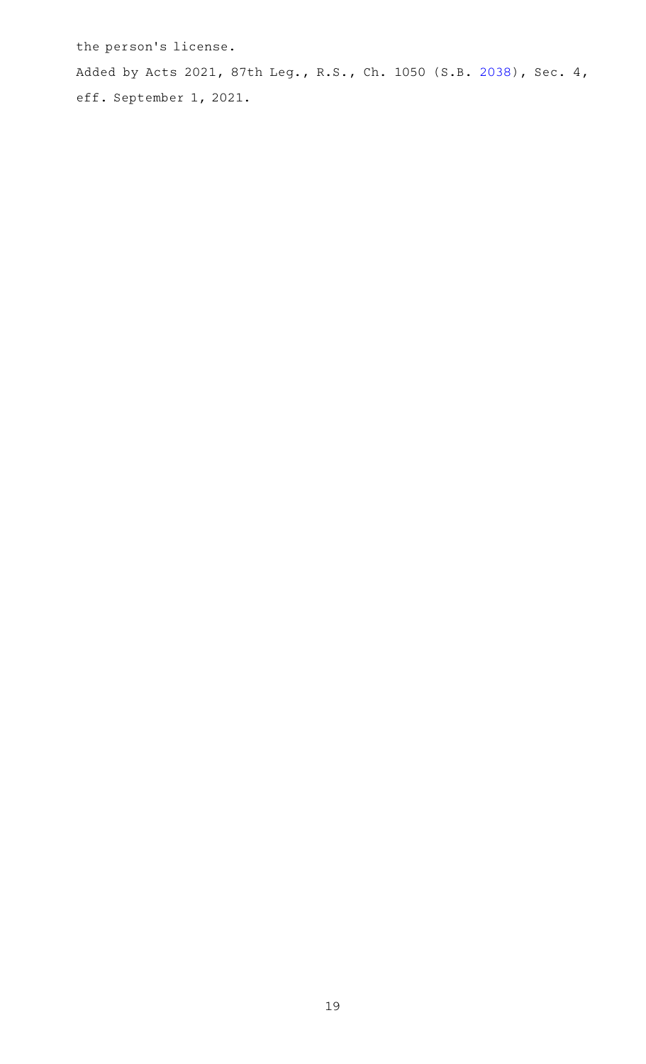the person's license.

Added by Acts 2021, 87th Leg., R.S., Ch. 1050 (S.B. 2038), Sec. 4, eff. September 1, 2021.